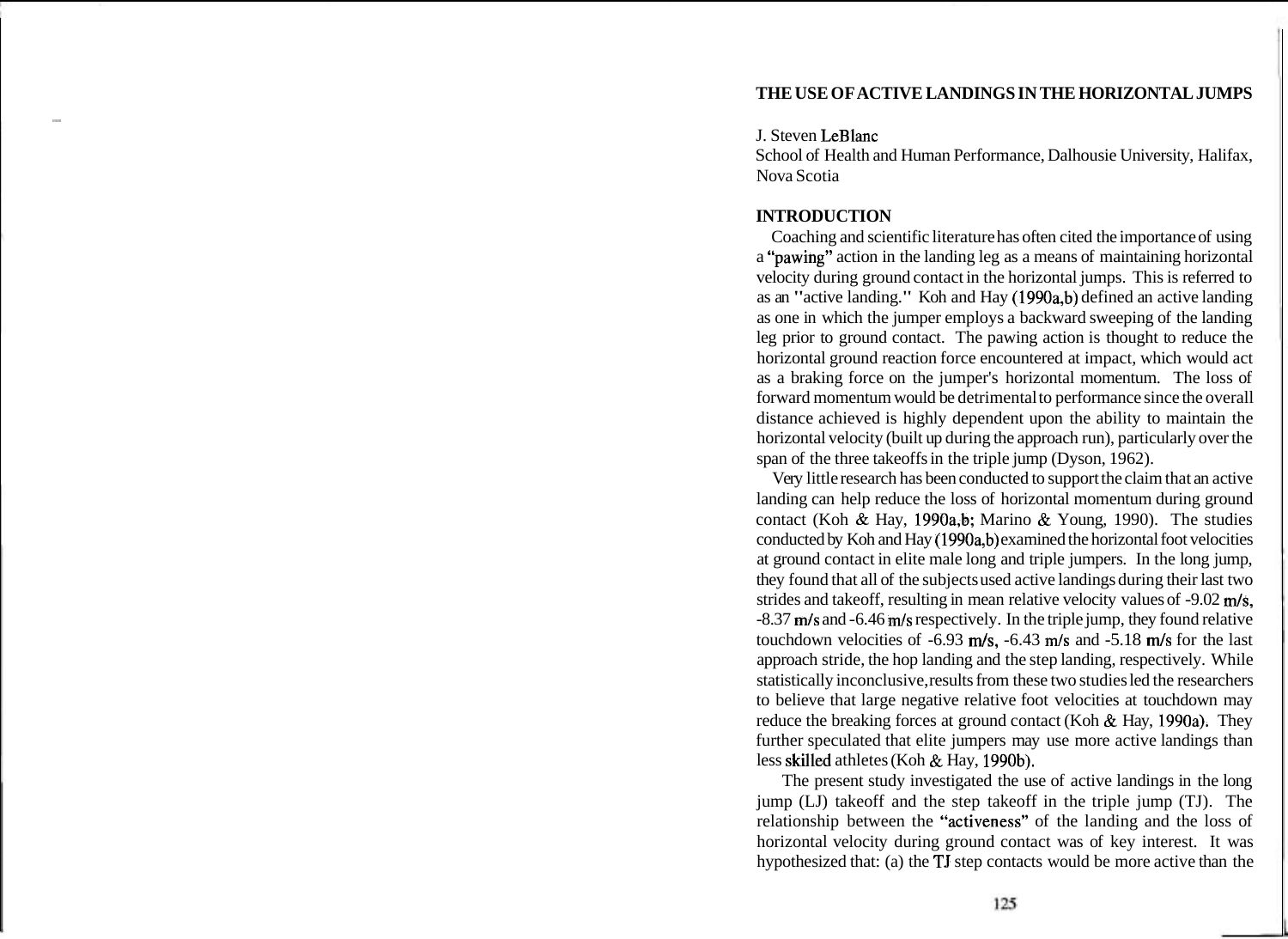# THE USE OF ACTIVE LANDINGS IN THE HORIZONTAL JUMPS

J. Steven LeBlanc
School of Health and Human Performance, Dalhousie University, Halifax, Nova Scotia

## INTRODUCTION

Coaching and scientific literature has often cited the importance of using a "pawing" action in the landing leg as a means of maintaining horizontal velocity during ground contact in the horizontal jumps. This is referred to as an "active landing." Koh and Hay (1990a,b) defined an active landing as one in which the jumper employs a backward sweeping of the landing leg prior to ground contact. The pawing action is thought to reduce the horizontal ground reaction force encountered at impact, which would act as a braking force on the jumper's horizontal momentum. The loss of forward momentum would be detrimental to performance since the overall distance achieved is highly dependent upon the ability to maintain the horizontal velocity (built up during the approach run), particularly over the span of the three takeoffs in the triple jump (Dyson, 1962).

Very little research has been conducted to support the claim that an active landing can help reduce the loss of horizontal momentum during ground contact (Koh & Hay, 1990a,b; Marino & Young, 1990). The studies conducted by Koh and Hay (1990a,b) examined the horizontal foot velocities at ground contact in elite male long and triple jumpers. In the long jump, they found that all of the subjects used active landings during their last two strides and takeoff, resulting in mean relative velocity values of -9.02 m/s, -8.37 m/s and -6.46 m/s respectively. In the triple jump, they found relative touchdown velocities of -6.93 m/s, -6.43 m/s and -5.18 m/s for the last approach stride, the hop landing and the step landing, respectively. While statistically inconclusive, results from these two studies led the researchers to believe that large negative relative foot velocities at touchdown may reduce the breaking forces at ground contact (Koh & Hay, 1990a). They further speculated that elite jumpers may use more active landings than less skilled athletes (Koh & Hay, 1990b).

The present study investigated the use of active landings in the long jump (LJ) takeoff and the step takeoff in the triple jump (TJ). The relationship between the "activeness" of the landing and the loss of horizontal velocity during ground contact was of key interest. It was hypothesized that: (a) the TJ step contacts would be more active than the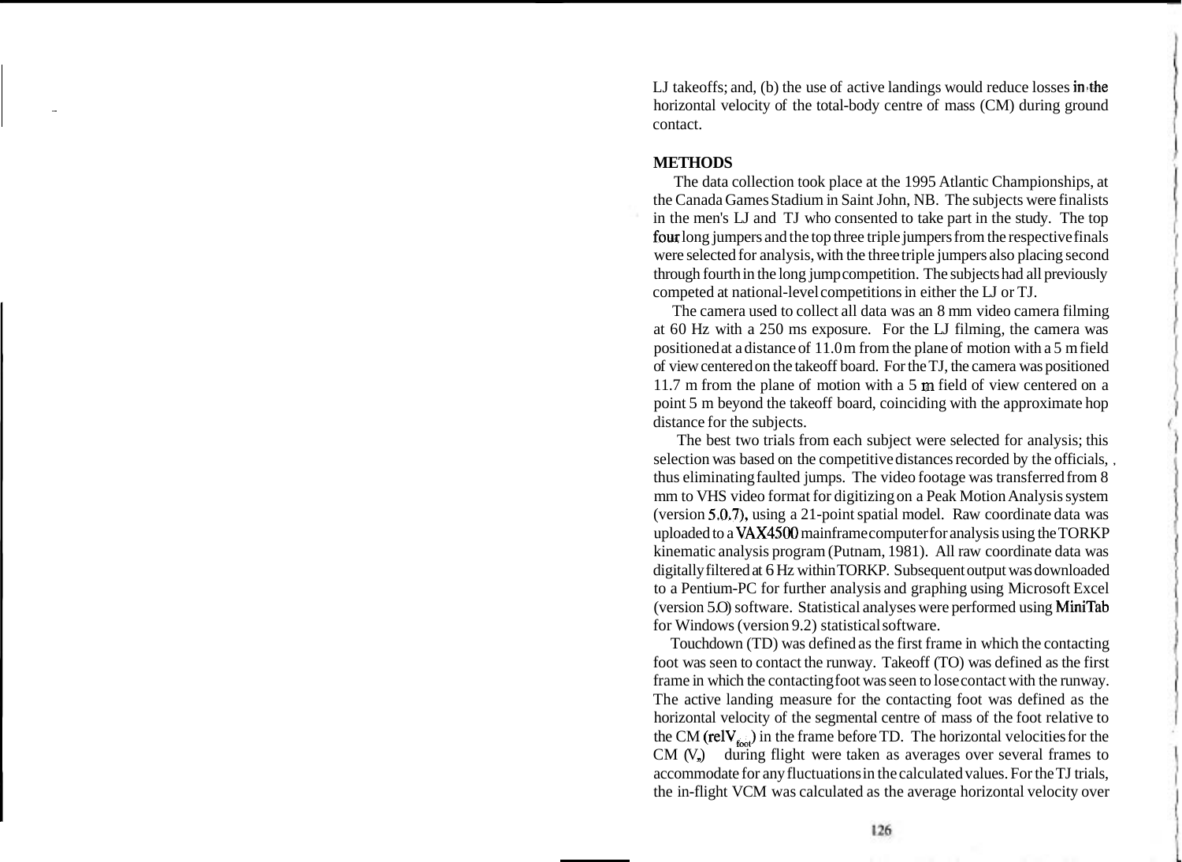LJ takeoffs; and, (b) the use of active landings would reduce losses in the horizontal velocity of the total-body centre of mass (CM) during ground contact.

## METHODS

The data collection took place at the 1995 Atlantic Championships, at the Canada Games Stadium in Saint John, NB. The subjects were finalists in the men's LJ and TJ who consented to take part in the study. The top four long jumpers and the top three triple jumpers from the respective finals were selected for analysis, with the three triple jumpers also placing second through fourth in the long jump competition. The subjects had all previously competed at national-level competitions in either the LJ or TJ.

The camera used to collect all data was an 8 mm video camera filming at 60 Hz with a 250 ms exposure. For the LJ filming, the camera was positioned at a distance of 11.0 m from the plane of motion with a 5 m field of view centered on the takeoff board. For the TJ, the camera was positioned 11.7 m from the plane of motion with a 5 m field of view centered on a point 5 m beyond the takeoff board, coinciding with the approximate hop distance for the subjects.

The best two trials from each subject were selected for analysis; this selection was based on the competitive distances recorded by the officials, thus eliminating faulted jumps. The video footage was transferred from 8 mm to VHS video format for digitizing on a Peak Motion Analysis system (version 5.0.7), using a 21-point spatial model. Raw coordinate data was uploaded to a VAX4500 mainframe computer for analysis using the TORKP kinematic analysis program (Putnam, 1981). All raw coordinate data was digitally filtered at 6 Hz within TORKP. Subsequent output was downloaded to a Pentium-PC for further analysis and graphing using Microsoft Excel (version 5.0) software. Statistical analyses were performed using MiniTab for Windows (version 9.2) statistical software.

Touchdown (TD) was defined as the first frame in which the contacting foot was seen to contact the runway. Takeoff (TO) was defined as the first frame in which the contacting foot was seen to lose contact with the runway. The active landing measure for the contacting foot was defined as the horizontal velocity of the segmental centre of mass of the foot relative to the CM ($relV_{foot}$) in the frame before TD. The horizontal velocities for the CM ($V_x$) during flight were taken as averages over several frames to accommodate for any fluctuations in the calculated values. For the TJ trials, the in-flight VCM was calculated as the average horizontal velocity over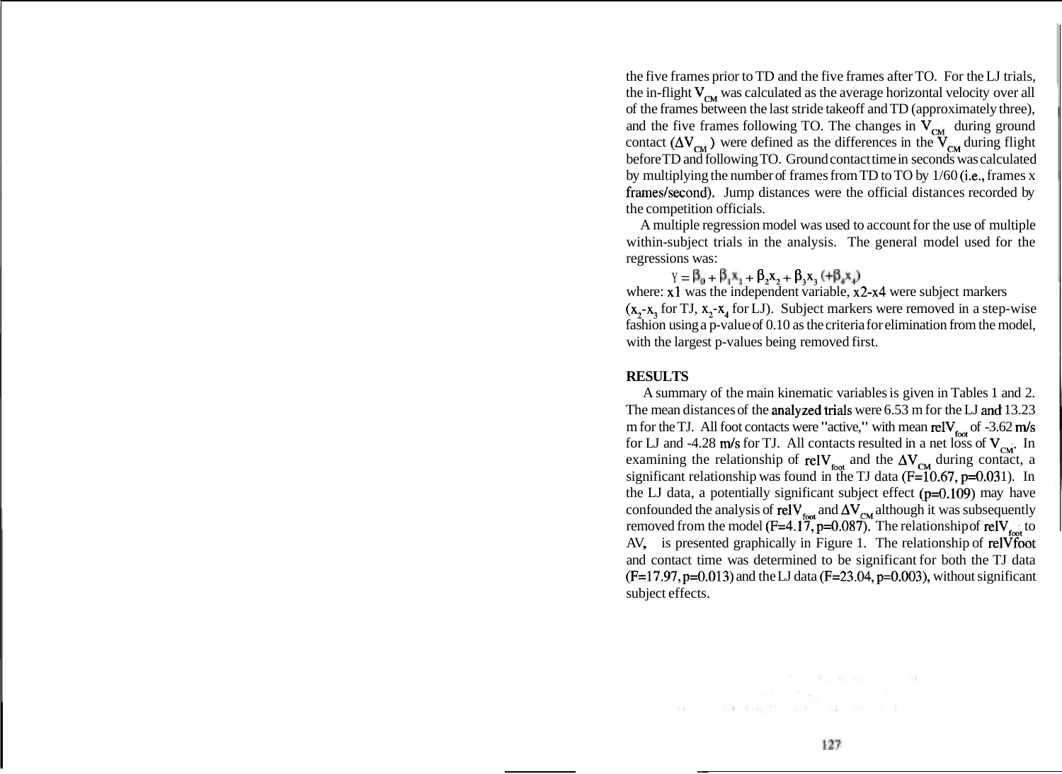the five frames prior to TD and the five frames after TO. For the LJ trials, the in-flight $V_{CM}$ was calculated as the average horizontal velocity over all of the frames between the last stride takeoff and TD (approximately three), and the five frames following TO. The changes in $V_{CM}$ during ground contact ($\Delta V_{CM}$) were defined as the differences in the $V_{CM}$ during flight before TD and following TO. Ground contact time in seconds was calculated by multiplying the number of frames from TD to TO by 1/60 (i.e., frames x frames/second). Jump distances were the official distances recorded by the competition officials.

A multiple regression model was used to account for the use of multiple within-subject trials in the analysis. The general model used for the regressions was:

$$Y = \beta_0 + \beta_1 x_1 + \beta_2 x_2 + \beta_3 x_3 \ (+\beta_4 x_4)$$

where: $x1$ was the independent variable, $x2$-$x4$ were subject markers ($x_2$-$x_3$ for TJ, $x_2$-$x_4$ for LJ). Subject markers were removed in a step-wise fashion using a p-value of 0.10 as the criteria for elimination from the model, with the largest p-values being removed first.

## RESULTS

A summary of the main kinematic variables is given in Tables 1 and 2. The mean distances of the analyzed trials were 6.53 m for the LJ and 13.23 m for the TJ. All foot contacts were "active," with mean $relV_{foot}$ of -3.62 m/s for LJ and -4.28 m/s for TJ. All contacts resulted in a net loss of $V_{CM}$. In examining the relationship of $relV_{foot}$ and the $\Delta V_{CM}$ during contact, a significant relationship was found in the TJ data ($F=10.67$, $p=0.031$). In the LJ data, a potentially significant subject effect ($p=0.109$) may have confounded the analysis of $relV_{foot}$ and $\Delta V_{CM}$ although it was subsequently removed from the model ($F=4.17$, $p=0.087$). The relationship of $relV_{foot}$ to $\Delta V_{CM}$ is presented graphically in Figure 1. The relationship of $relV_{foot}$ and contact time was determined to be significant for both the TJ data ($F=17.97$, $p=0.013$) and the LJ data ($F=23.04$, $p=0.003$), without significant subject effects.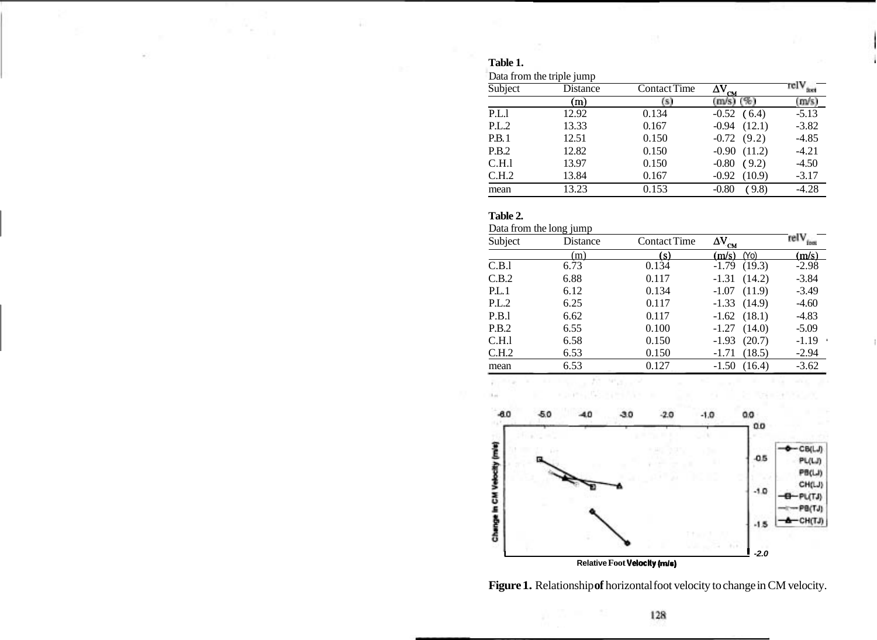**Table 1.**
Data from the triple jump

| Subject | Distance | Contact Time | $\Delta V_{CM}$ | relV$_{foot}$ |
|---|---|---|---|---|
| | (m) | (s) | (m/s) (%) | (m/s) |
| P.L.1 | 12.92 | 0.134 | -0.52 (6.4) | -5.13 |
| P.L.2 | 13.33 | 0.167 | -0.94 (12.1) | -3.82 |
| P.B.1 | 12.51 | 0.150 | -0.72 (9.2) | -4.85 |
| P.B.2 | 12.82 | 0.150 | -0.90 (11.2) | -4.21 |
| C.H.1 | 13.97 | 0.150 | -0.80 (9.2) | -4.50 |
| C.H.2 | 13.84 | 0.167 | -0.92 (10.9) | -3.17 |
| mean | 13.23 | 0.153 | -0.80 (9.8) | -4.28 |

**Table 2.**
Data from the long jump

| Subject | Distance | Contact Time | $\Delta V_{CM}$ | relV$_{foot}$ |
|---|---|---|---|---|
| | (m) | (s) | (m/s) (%) | (m/s) |
| C.B.1 | 6.73 | 0.134 | -1.79 (19.3) | -2.98 |
| C.B.2 | 6.88 | 0.117 | -1.31 (14.2) | -3.84 |
| P.L.1 | 6.12 | 0.134 | -1.07 (11.9) | -3.49 |
| P.L.2 | 6.25 | 0.117 | -1.33 (14.9) | -4.60 |
| P.B.1 | 6.62 | 0.117 | -1.62 (18.1) | -4.83 |
| P.B.2 | 6.55 | 0.100 | -1.27 (14.0) | -5.09 |
| C.H.1 | 6.58 | 0.150 | -1.93 (20.7) | -1.19 |
| C.H.2 | 6.53 | 0.150 | -1.71 (18.5) | -2.94 |
| mean | 6.53 | 0.127 | -1.50 (16.4) | -3.62 |

**Figure 1.** Relationship of horizontal foot velocity to change in CM velocity.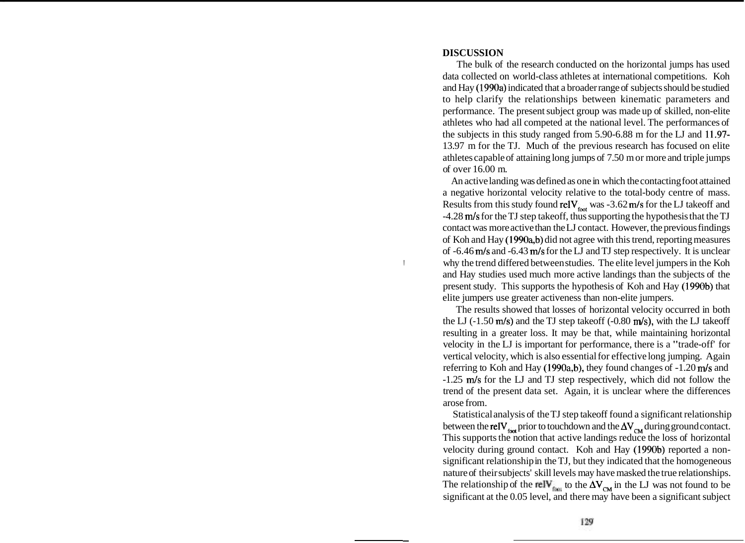## DISCUSSION

The bulk of the research conducted on the horizontal jumps has used data collected on world-class athletes at international competitions. Koh and Hay (1990a) indicated that a broader range of subjects should be studied to help clarify the relationships between kinematic parameters and performance. The present subject group was made up of skilled, non-elite athletes who had all competed at the national level. The performances of the subjects in this study ranged from 5.90-6.88 m for the LJ and 11.97-13.97 m for the TJ. Much of the previous research has focused on elite athletes capable of attaining long jumps of 7.50 m or more and triple jumps of over 16.00 m.

An active landing was defined as one in which the contacting foot attained a negative horizontal velocity relative to the total-body centre of mass. Results from this study found $relV_{foot}$ was -3.62 m/s for the LJ takeoff and -4.28 m/s for the TJ step takeoff, thus supporting the hypothesis that the TJ contact was more active than the LJ contact. However, the previous findings of Koh and Hay (1990a,b) did not agree with this trend, reporting measures of -6.46 m/s and -6.43 m/s for the LJ and TJ step respectively. It is unclear why the trend differed between studies. The elite level jumpers in the Koh and Hay studies used much more active landings than the subjects of the present study. This supports the hypothesis of Koh and Hay (1990b) that elite jumpers use greater activeness than non-elite jumpers.

The results showed that losses of horizontal velocity occurred in both the LJ (-1.50 m/s) and the TJ step takeoff (-0.80 m/s), with the LJ takeoff resulting in a greater loss. It may be that, while maintaining horizontal velocity in the LJ is important for performance, there is a "trade-off' for vertical velocity, which is also essential for effective long jumping. Again referring to Koh and Hay (1990a,b), they found changes of -1.20 m/s and -1.25 m/s for the LJ and TJ step respectively, which did not follow the trend of the present data set. Again, it is unclear where the differences arose from.

Statistical analysis of the TJ step takeoff found a significant relationship between the $relV_{foot}$ prior to touchdown and the $\Delta V_{CM}$ during ground contact. This supports the notion that active landings reduce the loss of horizontal velocity during ground contact. Koh and Hay (1990b) reported a non-significant relationship in the TJ, but they indicated that the homogeneous nature of their subjects' skill levels may have masked the true relationships. The relationship of the $relV_{foot}$ to the $\Delta V_{CM}$ in the LJ was not found to be significant at the 0.05 level, and there may have been a significant subject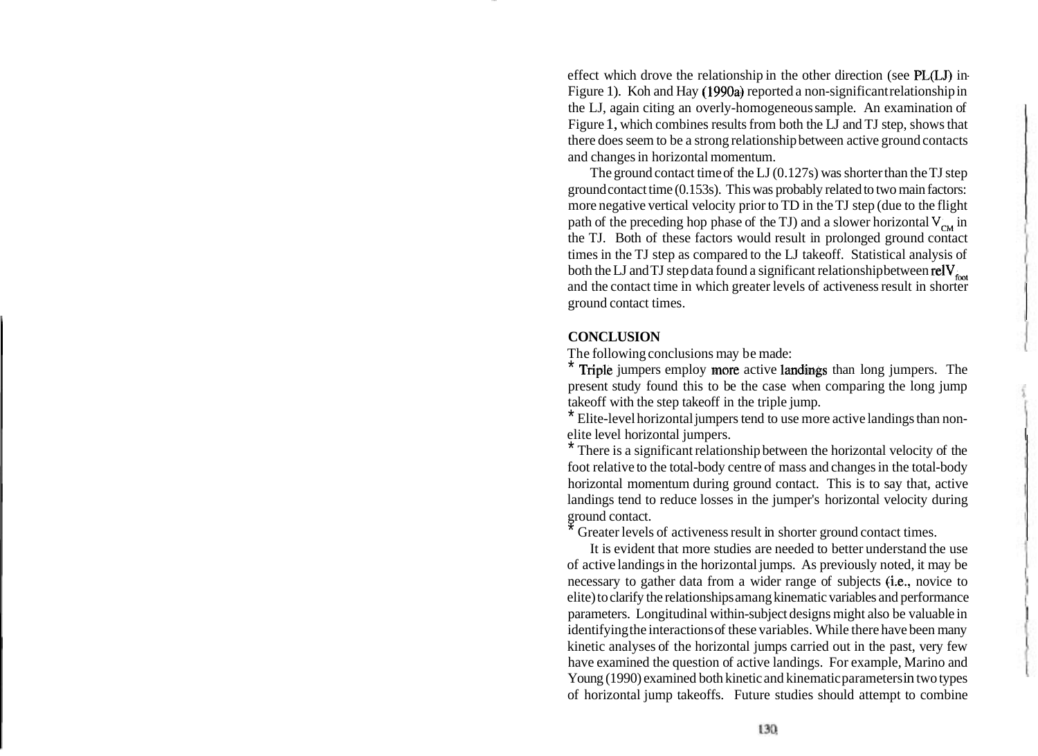effect which drove the relationship in the other direction (see PL(LJ) in Figure 1). Koh and Hay (1990a) reported a non-significant relationship in the LJ, again citing an overly-homogeneous sample. An examination of Figure 1, which combines results from both the LJ and TJ step, shows that there does seem to be a strong relationship between active ground contacts and changes in horizontal momentum.

The ground contact time of the LJ (0.127s) was shorter than the TJ step ground contact time (0.153s). This was probably related to two main factors: more negative vertical velocity prior to TD in the TJ step (due to the flight path of the preceding hop phase of the TJ) and a slower horizontal $V_{CM}$ in the TJ. Both of these factors would result in prolonged ground contact times in the TJ step as compared to the LJ takeoff. Statistical analysis of both the LJ and TJ step data found a significant relationship between $relV_{foot}$ and the contact time in which greater levels of activeness result in shorter ground contact times.

**CONCLUSION**

The following conclusions may be made:

* Triple jumpers employ more active landings than long jumpers. The present study found this to be the case when comparing the long jump takeoff with the step takeoff in the triple jump.
* Elite-level horizontal jumpers tend to use more active landings than non-elite level horizontal jumpers.
* There is a significant relationship between the horizontal velocity of the foot relative to the total-body centre of mass and changes in the total-body horizontal momentum during ground contact. This is to say that, active landings tend to reduce losses in the jumper's horizontal velocity during ground contact.
* Greater levels of activeness result in shorter ground contact times.

It is evident that more studies are needed to better understand the use of active landings in the horizontal jumps. As previously noted, it may be necessary to gather data from a wider range of subjects (i.e., novice to elite) to clarify the relationships amang kinematic variables and performance parameters. Longitudinal within-subject designs might also be valuable in identifying the interactions of these variables. While there have been many kinetic analyses of the horizontal jumps carried out in the past, very few have examined the question of active landings. For example, Marino and Young (1990) examined both kinetic and kinematic parameters in two types of horizontal jump takeoffs. Future studies should attempt to combine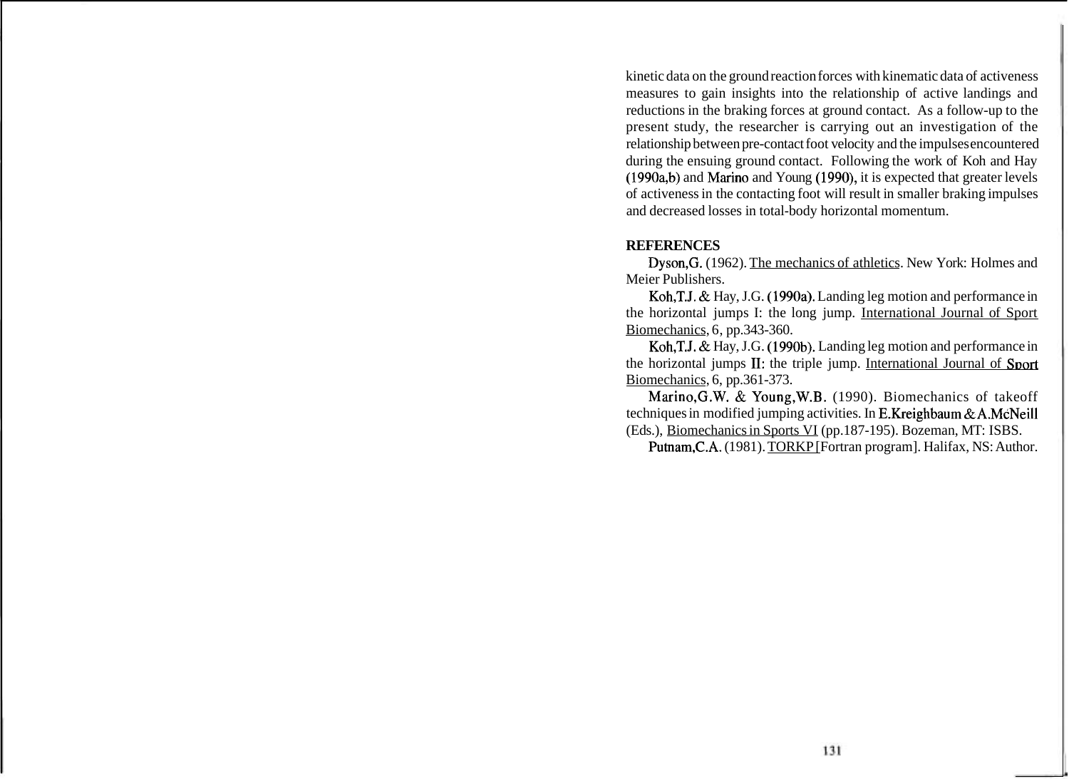kinetic data on the ground reaction forces with kinematic data of activeness measures to gain insights into the relationship of active landings and reductions in the braking forces at ground contact. As a follow-up to the present study, the researcher is carrying out an investigation of the relationship between pre-contact foot velocity and the impulses encountered during the ensuing ground contact. Following the work of Koh and Hay (1990a,b) and Marino and Young (1990), it is expected that greater levels of activeness in the contacting foot will result in smaller braking impulses and decreased losses in total-body horizontal momentum.

**REFERENCES**

Dyson, G. (1962). The mechanics of athletics. New York: Holmes and Meier Publishers.

Koh, T.J. & Hay, J.G. (1990a). Landing leg motion and performance in the horizontal jumps I: the long jump. International Journal of Sport Biomechanics, 6, pp.343-360.

Koh, T.J. & Hay, J.G. (1990b). Landing leg motion and performance in the horizontal jumps II: the triple jump. International Journal of Sport Biomechanics, 6, pp.361-373.

Marino, G.W. & Young, W.B. (1990). Biomechanics of takeoff techniques in modified jumping activities. In E. Kreighbaum & A. McNeill (Eds.), Biomechanics in Sports VI (pp.187-195). Bozeman, MT: ISBS.

Putnam, C.A. (1981). TORKP [Fortran program]. Halifax, NS: Author.